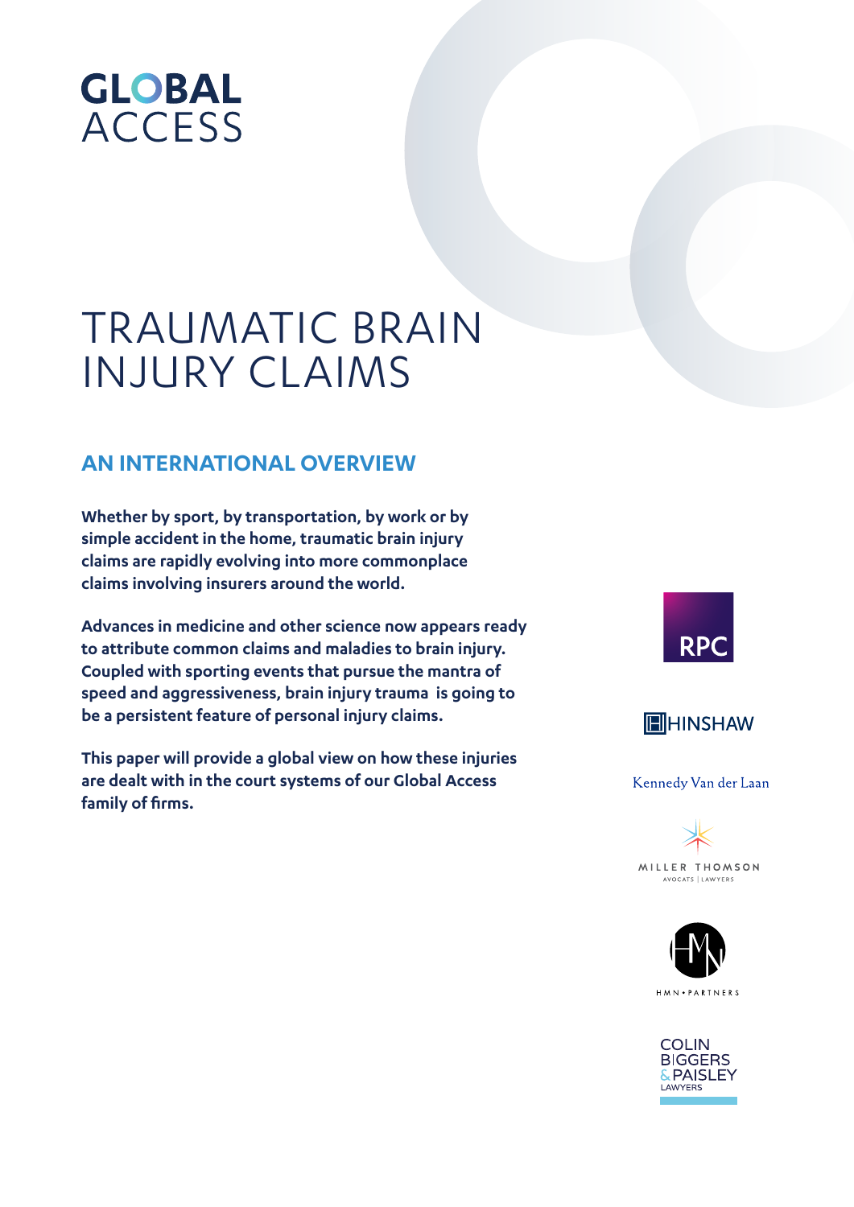GLOBAL ACCESS

# TRAUMATIC BRAIN INJURY CLAIMS

## AN INTERNATIONAL OVERVIEW

**Whether by sport, by transportation, by work or by simple accident in the home, traumatic brain injury claims are rapidly evolving into more commonplace claims involving insurers around the world.**

**Advances in medicine and other science now appears ready to attribute common claims and maladies to brain injury. Coupled with sporting events that pursue the mantra of speed and aggressiveness, brain injury trauma is going to be a persistent feature of personal injury claims.**

**This paper will provide a global view on how these injuries are dealt with in the court systems of our Global Access family of firms.**

RPC

HINSHAW

Kennedy Van der Laan

MILLER THOMSON
AVOCATS | LAWYERS

HMN • PARTNERS

COLIN BIGGERS & PAISLEY
LAWYERS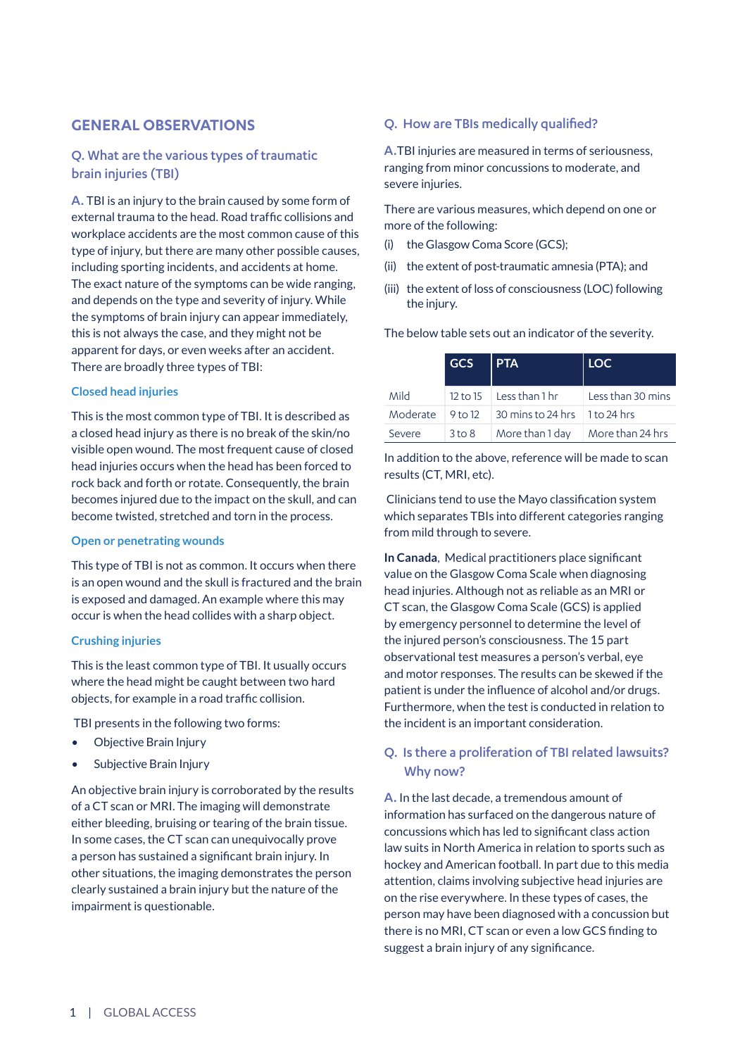## GENERAL OBSERVATIONS

### Q. What are the various types of traumatic brain injuries (TBI)

A. TBI is an injury to the brain caused by some form of external trauma to the head. Road traffic collisions and workplace accidents are the most common cause of this type of injury, but there are many other possible causes, including sporting incidents, and accidents at home. The exact nature of the symptoms can be wide ranging, and depends on the type and severity of injury. While the symptoms of brain injury can appear immediately, this is not always the case, and they might not be apparent for days, or even weeks after an accident. There are broadly three types of TBI:

#### Closed head injuries

This is the most common type of TBI. It is described as a closed head injury as there is no break of the skin/no visible open wound. The most frequent cause of closed head injuries occurs when the head has been forced to rock back and forth or rotate. Consequently, the brain becomes injured due to the impact on the skull, and can become twisted, stretched and torn in the process.

#### Open or penetrating wounds

This type of TBI is not as common. It occurs when there is an open wound and the skull is fractured and the brain is exposed and damaged. An example where this may occur is when the head collides with a sharp object.

#### Crushing injuries

This is the least common type of TBI. It usually occurs where the head might be caught between two hard objects, for example in a road traffic collision.

TBI presents in the following two forms:

- Objective Brain Injury
- Subjective Brain Injury

An objective brain injury is corroborated by the results of a CT scan or MRI. The imaging will demonstrate either bleeding, bruising or tearing of the brain tissue. In some cases, the CT scan can unequivocally prove a person has sustained a significant brain injury. In other situations, the imaging demonstrates the person clearly sustained a brain injury but the nature of the impairment is questionable.

### Q. How are TBIs medically qualified?

A. TBI injuries are measured in terms of seriousness, ranging from minor concussions to moderate, and severe injuries.

There are various measures, which depend on one or more of the following:

(i) the Glasgow Coma Score (GCS);

(ii) the extent of post-traumatic amnesia (PTA); and

(iii) the extent of loss of consciousness (LOC) following the injury.

The below table sets out an indicator of the severity.

| | GCS | PTA | LOC |
|---|---|---|---|
| Mild | 12 to 15 | Less than 1 hr | Less than 30 mins |
| Moderate | 9 to 12 | 30 mins to 24 hrs | 1 to 24 hrs |
| Severe | 3 to 8 | More than 1 day | More than 24 hrs |

In addition to the above, reference will be made to scan results (CT, MRI, etc).

Clinicians tend to use the Mayo classification system which separates TBIs into different categories ranging from mild through to severe.

**In Canada**, Medical practitioners place significant value on the Glasgow Coma Scale when diagnosing head injuries. Although not as reliable as an MRI or CT scan, the Glasgow Coma Scale (GCS) is applied by emergency personnel to determine the level of the injured person's consciousness. The 15 part observational test measures a person's verbal, eye and motor responses. The results can be skewed if the patient is under the influence of alcohol and/or drugs. Furthermore, when the test is conducted in relation to the incident is an important consideration.

### Q. Is there a proliferation of TBI related lawsuits? Why now?

A. In the last decade, a tremendous amount of information has surfaced on the dangerous nature of concussions which has led to significant class action law suits in North America in relation to sports such as hockey and American football. In part due to this media attention, claims involving subjective head injuries are on the rise everywhere. In these types of cases, the person may have been diagnosed with a concussion but there is no MRI, CT scan or even a low GCS finding to suggest a brain injury of any significance.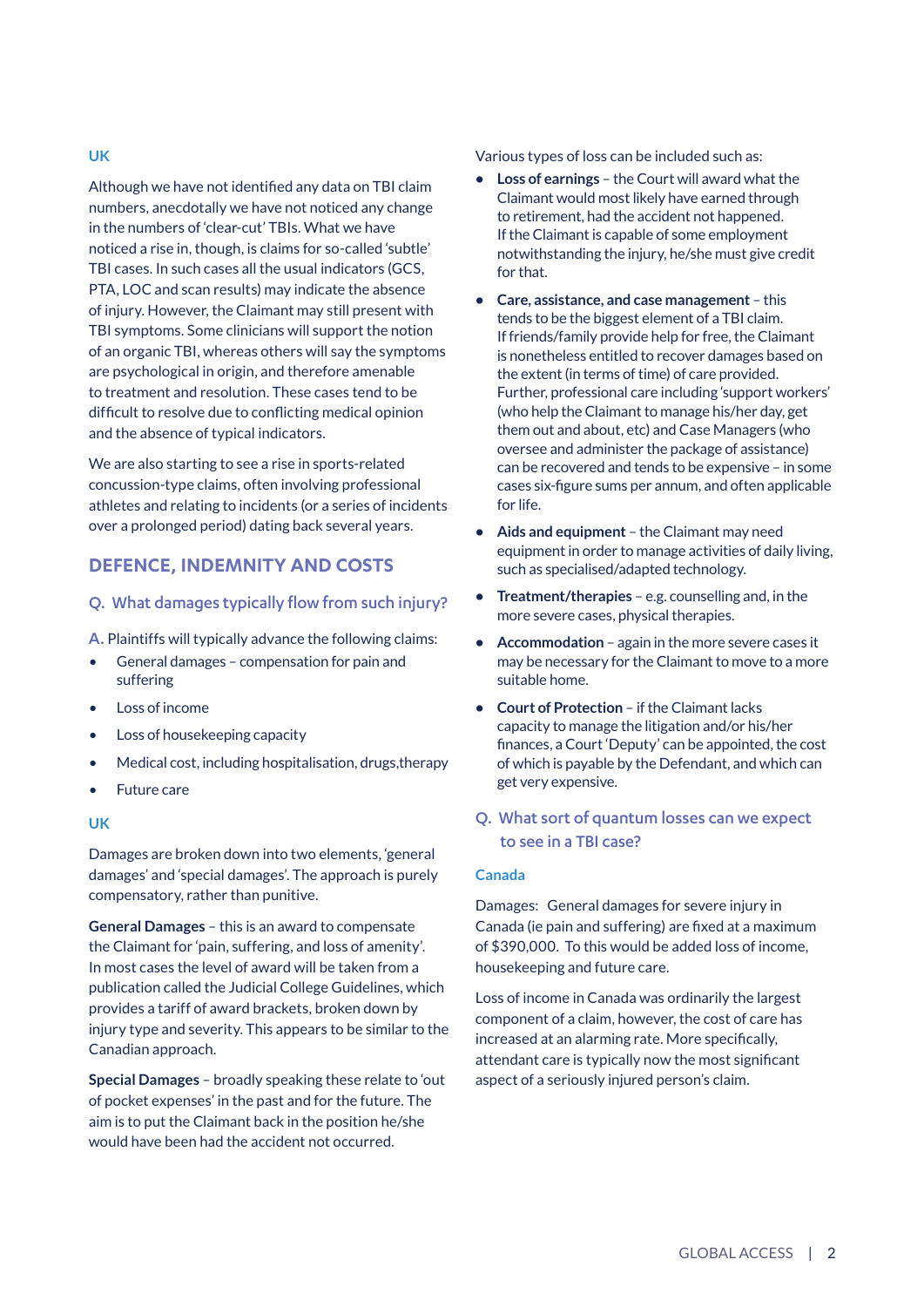### UK

Although we have not identified any data on TBI claim numbers, anecdotally we have not noticed any change in the numbers of 'clear-cut' TBIs. What we have noticed a rise in, though, is claims for so-called 'subtle' TBI cases. In such cases all the usual indicators (GCS, PTA, LOC and scan results) may indicate the absence of injury. However, the Claimant may still present with TBI symptoms. Some clinicians will support the notion of an organic TBI, whereas others will say the symptoms are psychological in origin, and therefore amenable to treatment and resolution. These cases tend to be difficult to resolve due to conflicting medical opinion and the absence of typical indicators.

We are also starting to see a rise in sports-related concussion-type claims, often involving professional athletes and relating to incidents (or a series of incidents over a prolonged period) dating back several years.

## DEFENCE, INDEMNITY AND COSTS

### Q. What damages typically flow from such injury?

**A.** Plaintiffs will typically advance the following claims:

- General damages – compensation for pain and suffering
- Loss of income
- Loss of housekeeping capacity
- Medical cost, including hospitalisation, drugs,therapy
- Future care

### UK

Damages are broken down into two elements, 'general damages' and 'special damages'. The approach is purely compensatory, rather than punitive.

**General Damages** – this is an award to compensate the Claimant for 'pain, suffering, and loss of amenity'. In most cases the level of award will be taken from a publication called the Judicial College Guidelines, which provides a tariff of award brackets, broken down by injury type and severity. This appears to be similar to the Canadian approach.

**Special Damages** – broadly speaking these relate to 'out of pocket expenses' in the past and for the future. The aim is to put the Claimant back in the position he/she would have been had the accident not occurred.

Various types of loss can be included such as:

- **Loss of earnings** – the Court will award what the Claimant would most likely have earned through to retirement, had the accident not happened. If the Claimant is capable of some employment notwithstanding the injury, he/she must give credit for that.
- **Care, assistance, and case management** – this tends to be the biggest element of a TBI claim. If friends/family provide help for free, the Claimant is nonetheless entitled to recover damages based on the extent (in terms of time) of care provided. Further, professional care including 'support workers' (who help the Claimant to manage his/her day, get them out and about, etc) and Case Managers (who oversee and administer the package of assistance) can be recovered and tends to be expensive – in some cases six-figure sums per annum, and often applicable for life.
- **Aids and equipment** – the Claimant may need equipment in order to manage activities of daily living, such as specialised/adapted technology.
- **Treatment/therapies** – e.g. counselling and, in the more severe cases, physical therapies.
- **Accommodation** – again in the more severe cases it may be necessary for the Claimant to move to a more suitable home.
- **Court of Protection** – if the Claimant lacks capacity to manage the litigation and/or his/her finances, a Court 'Deputy' can be appointed, the cost of which is payable by the Defendant, and which can get very expensive.

### Q. What sort of quantum losses can we expect to see in a TBI case?

### Canada

Damages: General damages for severe injury in Canada (ie pain and suffering) are fixed at a maximum of $390,000. To this would be added loss of income, housekeeping and future care.

Loss of income in Canada was ordinarily the largest component of a claim, however, the cost of care has increased at an alarming rate. More specifically, attendant care is typically now the most significant aspect of a seriously injured person's claim.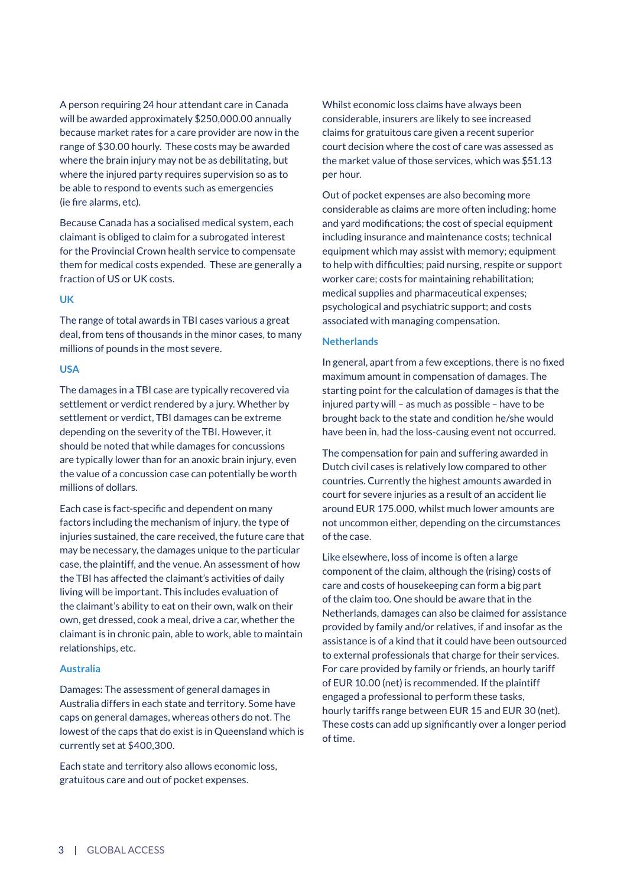A person requiring 24 hour attendant care in Canada will be awarded approximately $250,000.00 annually because market rates for a care provider are now in the range of $30.00 hourly. These costs may be awarded where the brain injury may not be as debilitating, but where the injured party requires supervision so as to be able to respond to events such as emergencies (ie fire alarms, etc).

Because Canada has a socialised medical system, each claimant is obliged to claim for a subrogated interest for the Provincial Crown health service to compensate them for medical costs expended. These are generally a fraction of US or UK costs.

### UK

The range of total awards in TBI cases various a great deal, from tens of thousands in the minor cases, to many millions of pounds in the most severe.

### USA

The damages in a TBI case are typically recovered via settlement or verdict rendered by a jury. Whether by settlement or verdict, TBI damages can be extreme depending on the severity of the TBI. However, it should be noted that while damages for concussions are typically lower than for an anoxic brain injury, even the value of a concussion case can potentially be worth millions of dollars.

Each case is fact-specific and dependent on many factors including the mechanism of injury, the type of injuries sustained, the care received, the future care that may be necessary, the damages unique to the particular case, the plaintiff, and the venue. An assessment of how the TBI has affected the claimant's activities of daily living will be important. This includes evaluation of the claimant's ability to eat on their own, walk on their own, get dressed, cook a meal, drive a car, whether the claimant is in chronic pain, able to work, able to maintain relationships, etc.

### Australia

Damages: The assessment of general damages in Australia differs in each state and territory. Some have caps on general damages, whereas others do not. The lowest of the caps that do exist is in Queensland which is currently set at $400,300.

Each state and territory also allows economic loss, gratuitous care and out of pocket expenses.

Whilst economic loss claims have always been considerable, insurers are likely to see increased claims for gratuitous care given a recent superior court decision where the cost of care was assessed as the market value of those services, which was $51.13 per hour.

Out of pocket expenses are also becoming more considerable as claims are more often including: home and yard modifications; the cost of special equipment including insurance and maintenance costs; technical equipment which may assist with memory; equipment to help with difficulties; paid nursing, respite or support worker care; costs for maintaining rehabilitation; medical supplies and pharmaceutical expenses; psychological and psychiatric support; and costs associated with managing compensation.

### Netherlands

In general, apart from a few exceptions, there is no fixed maximum amount in compensation of damages. The starting point for the calculation of damages is that the injured party will – as much as possible – have to be brought back to the state and condition he/she would have been in, had the loss-causing event not occurred.

The compensation for pain and suffering awarded in Dutch civil cases is relatively low compared to other countries. Currently the highest amounts awarded in court for severe injuries as a result of an accident lie around EUR 175.000, whilst much lower amounts are not uncommon either, depending on the circumstances of the case.

Like elsewhere, loss of income is often a large component of the claim, although the (rising) costs of care and costs of housekeeping can form a big part of the claim too. One should be aware that in the Netherlands, damages can also be claimed for assistance provided by family and/or relatives, if and insofar as the assistance is of a kind that it could have been outsourced to external professionals that charge for their services. For care provided by family or friends, an hourly tariff of EUR 10.00 (net) is recommended. If the plaintiff engaged a professional to perform these tasks, hourly tariffs range between EUR 15 and EUR 30 (net). These costs can add up significantly over a longer period of time.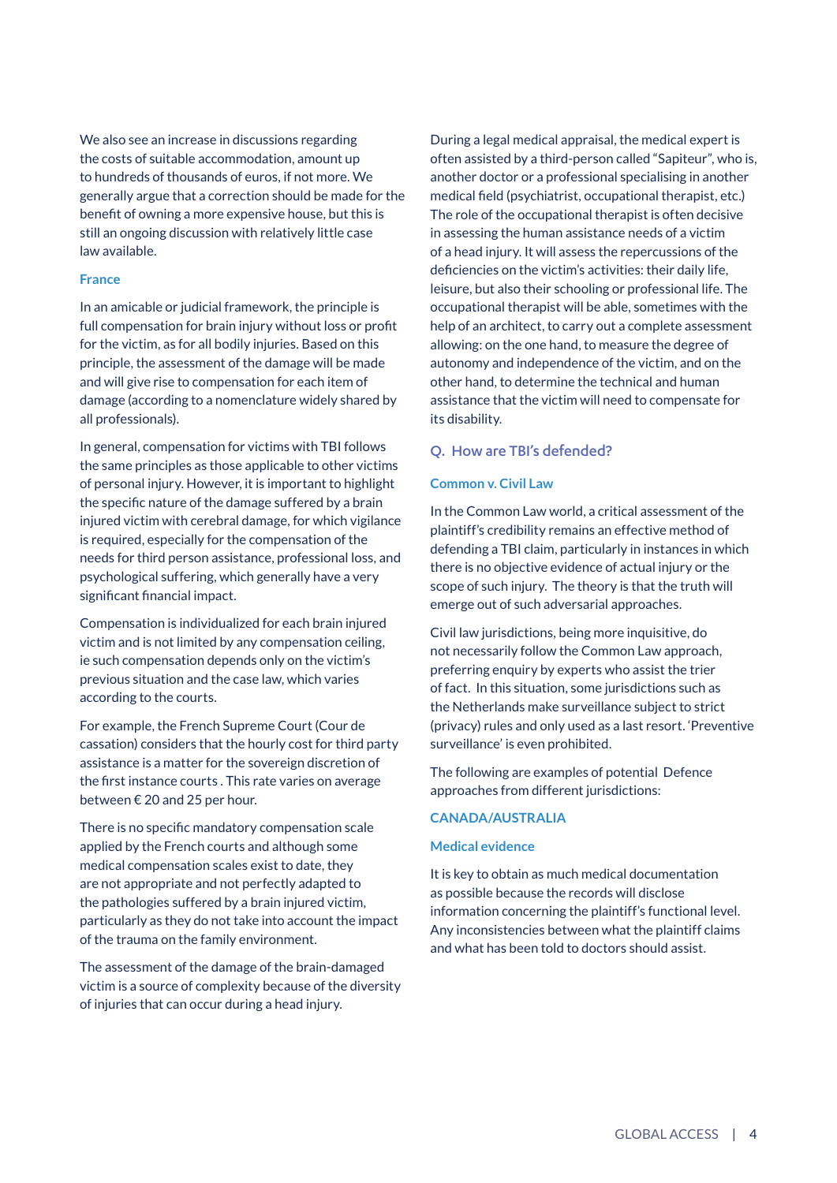We also see an increase in discussions regarding the costs of suitable accommodation, amount up to hundreds of thousands of euros, if not more. We generally argue that a correction should be made for the benefit of owning a more expensive house, but this is still an ongoing discussion with relatively little case law available.

### France

In an amicable or judicial framework, the principle is full compensation for brain injury without loss or profit for the victim, as for all bodily injuries. Based on this principle, the assessment of the damage will be made and will give rise to compensation for each item of damage (according to a nomenclature widely shared by all professionals).

In general, compensation for victims with TBI follows the same principles as those applicable to other victims of personal injury. However, it is important to highlight the specific nature of the damage suffered by a brain injured victim with cerebral damage, for which vigilance is required, especially for the compensation of the needs for third person assistance, professional loss, and psychological suffering, which generally have a very significant financial impact.

Compensation is individualized for each brain injured victim and is not limited by any compensation ceiling, ie such compensation depends only on the victim's previous situation and the case law, which varies according to the courts.

For example, the French Supreme Court (Cour de cassation) considers that the hourly cost for third party assistance is a matter for the sovereign discretion of the first instance courts . This rate varies on average between € 20 and 25 per hour.

There is no specific mandatory compensation scale applied by the French courts and although some medical compensation scales exist to date, they are not appropriate and not perfectly adapted to the pathologies suffered by a brain injured victim, particularly as they do not take into account the impact of the trauma on the family environment.

The assessment of the damage of the brain-damaged victim is a source of complexity because of the diversity of injuries that can occur during a head injury.

During a legal medical appraisal, the medical expert is often assisted by a third-person called "Sapiteur", who is, another doctor or a professional specialising in another medical field (psychiatrist, occupational therapist, etc.) The role of the occupational therapist is often decisive in assessing the human assistance needs of a victim of a head injury. It will assess the repercussions of the deficiencies on the victim's activities: their daily life, leisure, but also their schooling or professional life. The occupational therapist will be able, sometimes with the help of an architect, to carry out a complete assessment allowing: on the one hand, to measure the degree of autonomy and independence of the victim, and on the other hand, to determine the technical and human assistance that the victim will need to compensate for its disability.

## Q. How are TBI's defended?

### Common v. Civil Law

In the Common Law world, a critical assessment of the plaintiff's credibility remains an effective method of defending a TBI claim, particularly in instances in which there is no objective evidence of actual injury or the scope of such injury. The theory is that the truth will emerge out of such adversarial approaches.

Civil law jurisdictions, being more inquisitive, do not necessarily follow the Common Law approach, preferring enquiry by experts who assist the trier of fact. In this situation, some jurisdictions such as the Netherlands make surveillance subject to strict (privacy) rules and only used as a last resort. 'Preventive surveillance' is even prohibited.

The following are examples of potential Defence approaches from different jurisdictions:

### CANADA/AUSTRALIA

#### Medical evidence

It is key to obtain as much medical documentation as possible because the records will disclose information concerning the plaintiff's functional level. Any inconsistencies between what the plaintiff claims and what has been told to doctors should assist.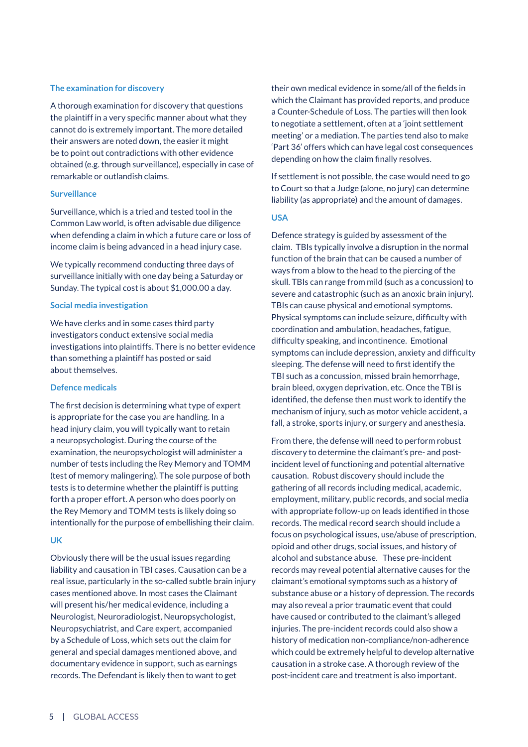### The examination for discovery

A thorough examination for discovery that questions the plaintiff in a very specific manner about what they cannot do is extremely important. The more detailed their answers are noted down, the easier it might be to point out contradictions with other evidence obtained (e.g. through surveillance), especially in case of remarkable or outlandish claims.

### Surveillance

Surveillance, which is a tried and tested tool in the Common Law world, is often advisable due diligence when defending a claim in which a future care or loss of income claim is being advanced in a head injury case.

We typically recommend conducting three days of surveillance initially with one day being a Saturday or Sunday. The typical cost is about $1,000.00 a day.

### Social media investigation

We have clerks and in some cases third party investigators conduct extensive social media investigations into plaintiffs. There is no better evidence than something a plaintiff has posted or said about themselves.

### Defence medicals

The first decision is determining what type of expert is appropriate for the case you are handling. In a head injury claim, you will typically want to retain a neuropsychologist. During the course of the examination, the neuropsychologist will administer a number of tests including the Rey Memory and TOMM (test of memory malingering). The sole purpose of both tests is to determine whether the plaintiff is putting forth a proper effort. A person who does poorly on the Rey Memory and TOMM tests is likely doing so intentionally for the purpose of embellishing their claim.

## UK

Obviously there will be the usual issues regarding liability and causation in TBI cases. Causation can be a real issue, particularly in the so-called subtle brain injury cases mentioned above. In most cases the Claimant will present his/her medical evidence, including a Neurologist, Neuroradiologist, Neuropsychologist, Neuropsychiatrist, and Care expert, accompanied by a Schedule of Loss, which sets out the claim for general and special damages mentioned above, and documentary evidence in support, such as earnings records. The Defendant is likely then to want to get their own medical evidence in some/all of the fields in which the Claimant has provided reports, and produce a Counter-Schedule of Loss. The parties will then look to negotiate a settlement, often at a 'joint settlement meeting' or a mediation. The parties tend also to make 'Part 36' offers which can have legal cost consequences depending on how the claim finally resolves.

If settlement is not possible, the case would need to go to Court so that a Judge (alone, no jury) can determine liability (as appropriate) and the amount of damages.

## USA

Defence strategy is guided by assessment of the claim. TBIs typically involve a disruption in the normal function of the brain that can be caused a number of ways from a blow to the head to the piercing of the skull. TBIs can range from mild (such as a concussion) to severe and catastrophic (such as an anoxic brain injury). TBIs can cause physical and emotional symptoms. Physical symptoms can include seizure, difficulty with coordination and ambulation, headaches, fatigue, difficulty speaking, and incontinence. Emotional symptoms can include depression, anxiety and difficulty sleeping. The defense will need to first identify the TBI such as a concussion, missed brain hemorrhage, brain bleed, oxygen deprivation, etc. Once the TBI is identified, the defense then must work to identify the mechanism of injury, such as motor vehicle accident, a fall, a stroke, sports injury, or surgery and anesthesia.

From there, the defense will need to perform robust discovery to determine the claimant's pre- and post-incident level of functioning and potential alternative causation. Robust discovery should include the gathering of all records including medical, academic, employment, military, public records, and social media with appropriate follow-up on leads identified in those records. The medical record search should include a focus on psychological issues, use/abuse of prescription, opioid and other drugs, social issues, and history of alcohol and substance abuse. These pre-incident records may reveal potential alternative causes for the claimant's emotional symptoms such as a history of substance abuse or a history of depression. The records may also reveal a prior traumatic event that could have caused or contributed to the claimant's alleged injuries. The pre-incident records could also show a history of medication non-compliance/non-adherence which could be extremely helpful to develop alternative causation in a stroke case. A thorough review of the post-incident care and treatment is also important.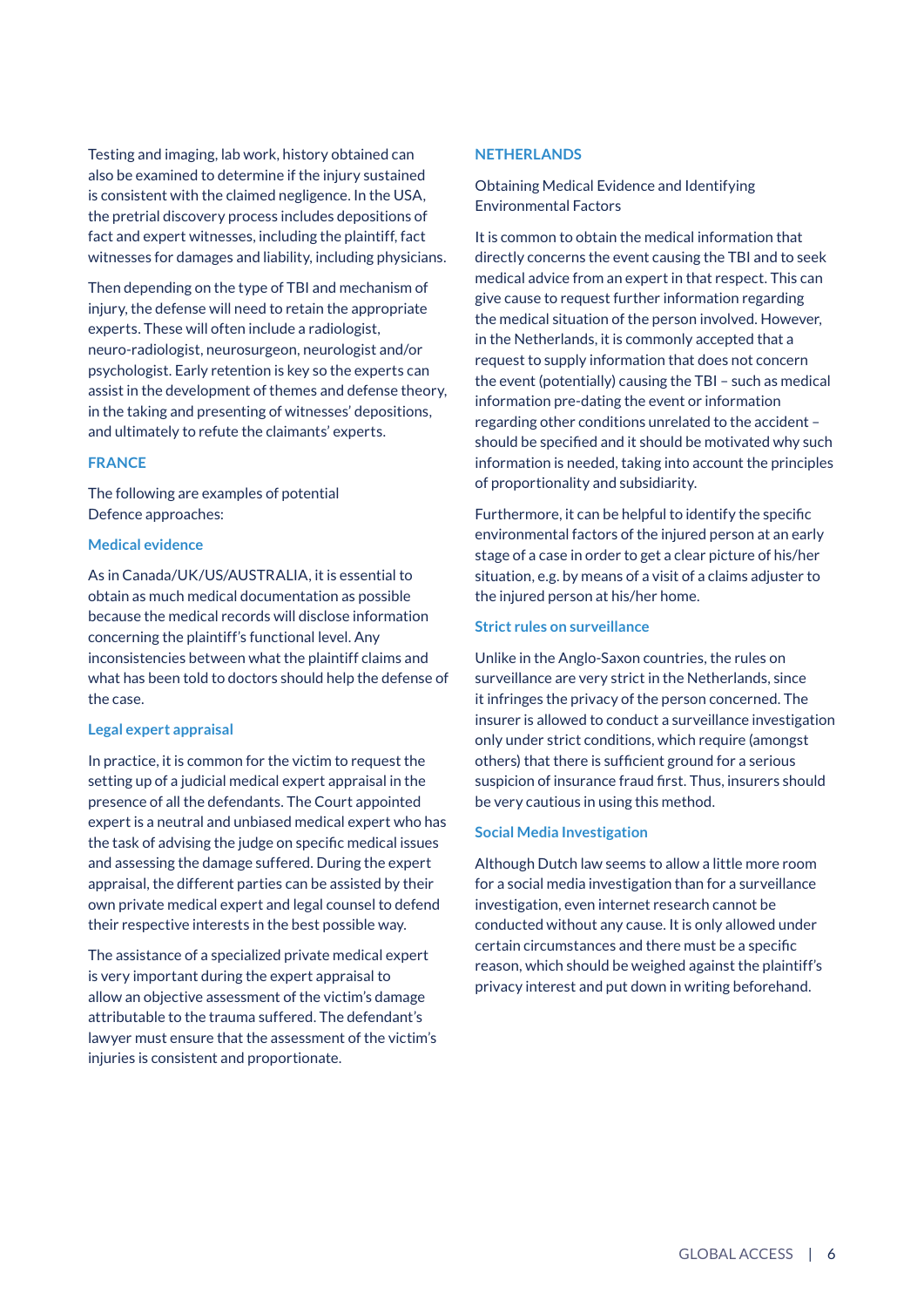Testing and imaging, lab work, history obtained can also be examined to determine if the injury sustained is consistent with the claimed negligence. In the USA, the pretrial discovery process includes depositions of fact and expert witnesses, including the plaintiff, fact witnesses for damages and liability, including physicians.

Then depending on the type of TBI and mechanism of injury, the defense will need to retain the appropriate experts. These will often include a radiologist, neuro-radiologist, neurosurgeon, neurologist and/or psychologist. Early retention is key so the experts can assist in the development of themes and defense theory, in the taking and presenting of witnesses' depositions, and ultimately to refute the claimants' experts.

## FRANCE

The following are examples of potential Defence approaches:

### Medical evidence

As in Canada/UK/US/AUSTRALIA, it is essential to obtain as much medical documentation as possible because the medical records will disclose information concerning the plaintiff's functional level. Any inconsistencies between what the plaintiff claims and what has been told to doctors should help the defense of the case.

### Legal expert appraisal

In practice, it is common for the victim to request the setting up of a judicial medical expert appraisal in the presence of all the defendants. The Court appointed expert is a neutral and unbiased medical expert who has the task of advising the judge on specific medical issues and assessing the damage suffered. During the expert appraisal, the different parties can be assisted by their own private medical expert and legal counsel to defend their respective interests in the best possible way.

The assistance of a specialized private medical expert is very important during the expert appraisal to allow an objective assessment of the victim's damage attributable to the trauma suffered. The defendant's lawyer must ensure that the assessment of the victim's injuries is consistent and proportionate.

## NETHERLANDS

Obtaining Medical Evidence and Identifying Environmental Factors

It is common to obtain the medical information that directly concerns the event causing the TBI and to seek medical advice from an expert in that respect. This can give cause to request further information regarding the medical situation of the person involved. However, in the Netherlands, it is commonly accepted that a request to supply information that does not concern the event (potentially) causing the TBI – such as medical information pre-dating the event or information regarding other conditions unrelated to the accident – should be specified and it should be motivated why such information is needed, taking into account the principles of proportionality and subsidiarity.

Furthermore, it can be helpful to identify the specific environmental factors of the injured person at an early stage of a case in order to get a clear picture of his/her situation, e.g. by means of a visit of a claims adjuster to the injured person at his/her home.

### Strict rules on surveillance

Unlike in the Anglo-Saxon countries, the rules on surveillance are very strict in the Netherlands, since it infringes the privacy of the person concerned. The insurer is allowed to conduct a surveillance investigation only under strict conditions, which require (amongst others) that there is sufficient ground for a serious suspicion of insurance fraud first. Thus, insurers should be very cautious in using this method.

### Social Media Investigation

Although Dutch law seems to allow a little more room for a social media investigation than for a surveillance investigation, even internet research cannot be conducted without any cause. It is only allowed under certain circumstances and there must be a specific reason, which should be weighed against the plaintiff's privacy interest and put down in writing beforehand.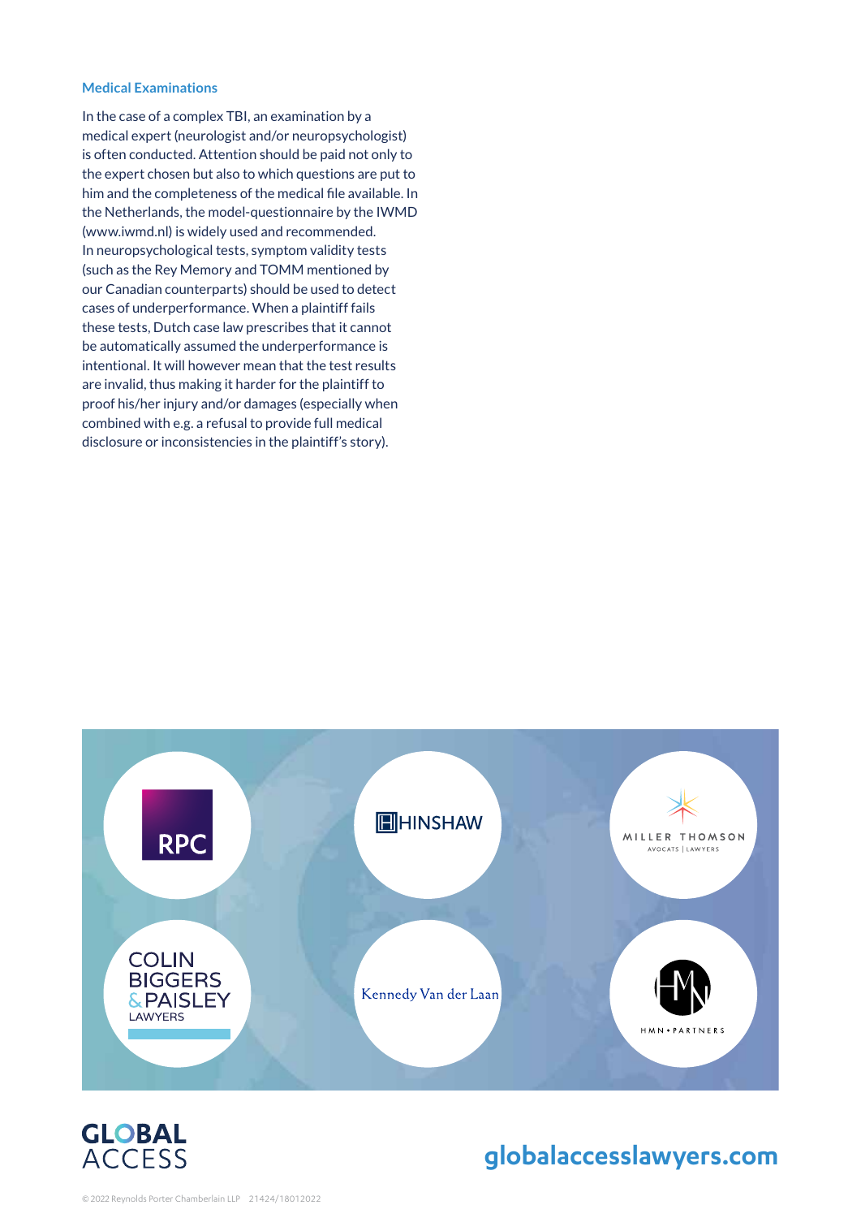### Medical Examinations

In the case of a complex TBI, an examination by a medical expert (neurologist and/or neuropsychologist) is often conducted. Attention should be paid not only to the expert chosen but also to which questions are put to him and the completeness of the medical file available. In the Netherlands, the model-questionnaire by the IWMD (www.iwmd.nl) is widely used and recommended. In neuropsychological tests, symptom validity tests (such as the Rey Memory and TOMM mentioned by our Canadian counterparts) should be used to detect cases of underperformance. When a plaintiff fails these tests, Dutch case law prescribes that it cannot be automatically assumed the underperformance is intentional. It will however mean that the test results are invalid, thus making it harder for the plaintiff to proof his/her injury and/or damages (especially when combined with e.g. a refusal to provide full medical disclosure or inconsistencies in the plaintiff's story).

RPC

HINSHAW

MILLER THOMSON
AVOCATS | LAWYERS

COLIN BIGGERS & PAISLEY LAWYERS

Kennedy Van der Laan

HMN • PARTNERS

GLOBAL ACCESS

globalaccesslawyers.com

© 2022 Reynolds Porter Chamberlain LLP 21424/18012022